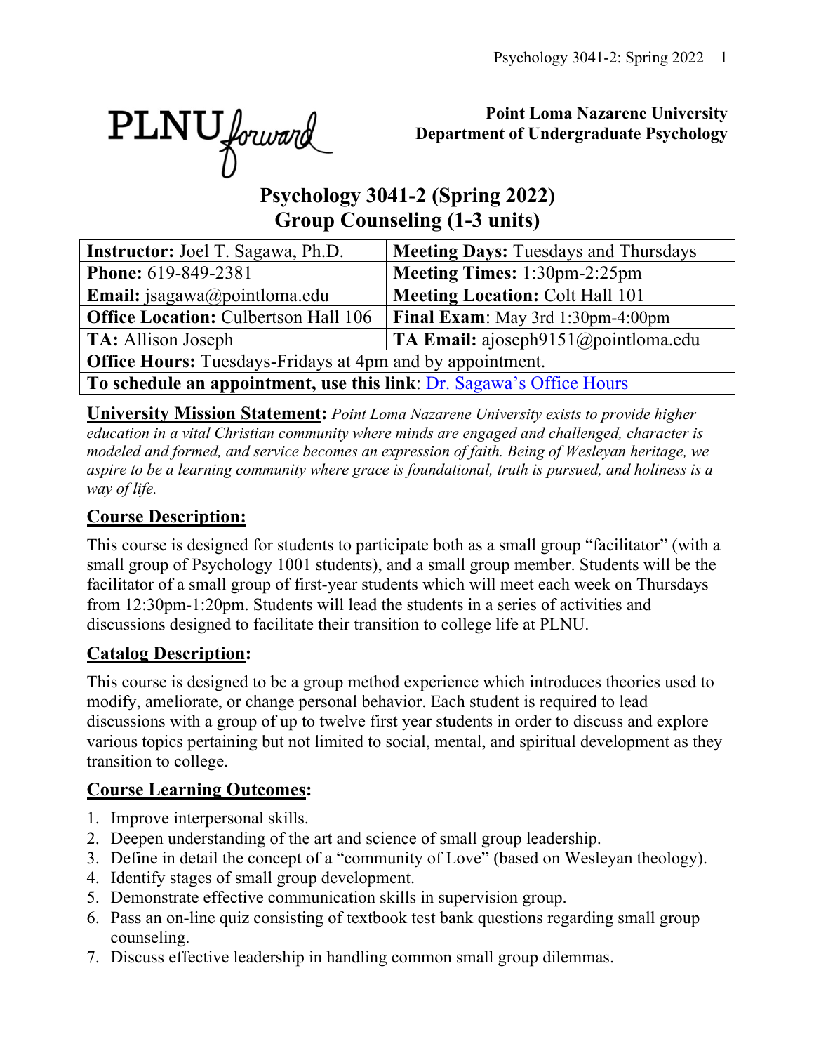PLNU forward

**Point Loma Nazarene University**
**Department of Undergraduate Psychology**

# Psychology 3041-2 (Spring 2022)
# Group Counseling (1-3 units)

| **Instructor:** Joel T. Sagawa, Ph.D. | **Meeting Days:** Tuesdays and Thursdays |
|---|---|
| **Phone:** 619-849-2381 | **Meeting Times:** 1:30pm-2:25pm |
| **Email:** jsagawa@pointloma.edu | **Meeting Location:** Colt Hall 101 |
| **Office Location:** Culbertson Hall 106 | **Final Exam**: May 3rd 1:30pm-4:00pm |
| **TA:** Allison Joseph | **TA Email:** ajoseph9151@pointloma.edu |
| **Office Hours:** Tuesdays-Fridays at 4pm and by appointment. | |
| **To schedule an appointment, use this link**: Dr. Sagawa's Office Hours | |

**University Mission Statement:** *Point Loma Nazarene University exists to provide higher education in a vital Christian community where minds are engaged and challenged, character is modeled and formed, and service becomes an expression of faith. Being of Wesleyan heritage, we aspire to be a learning community where grace is foundational, truth is pursued, and holiness is a way of life.*

## Course Description:

This course is designed for students to participate both as a small group "facilitator" (with a small group of Psychology 1001 students), and a small group member. Students will be the facilitator of a small group of first-year students which will meet each week on Thursdays from 12:30pm-1:20pm. Students will lead the students in a series of activities and discussions designed to facilitate their transition to college life at PLNU.

## Catalog Description:

This course is designed to be a group method experience which introduces theories used to modify, ameliorate, or change personal behavior. Each student is required to lead discussions with a group of up to twelve first year students in order to discuss and explore various topics pertaining but not limited to social, mental, and spiritual development as they transition to college.

## Course Learning Outcomes:

1. Improve interpersonal skills.
2. Deepen understanding of the art and science of small group leadership.
3. Define in detail the concept of a "community of Love" (based on Wesleyan theology).
4. Identify stages of small group development.
5. Demonstrate effective communication skills in supervision group.
6. Pass an on-line quiz consisting of textbook test bank questions regarding small group counseling.
7. Discuss effective leadership in handling common small group dilemmas.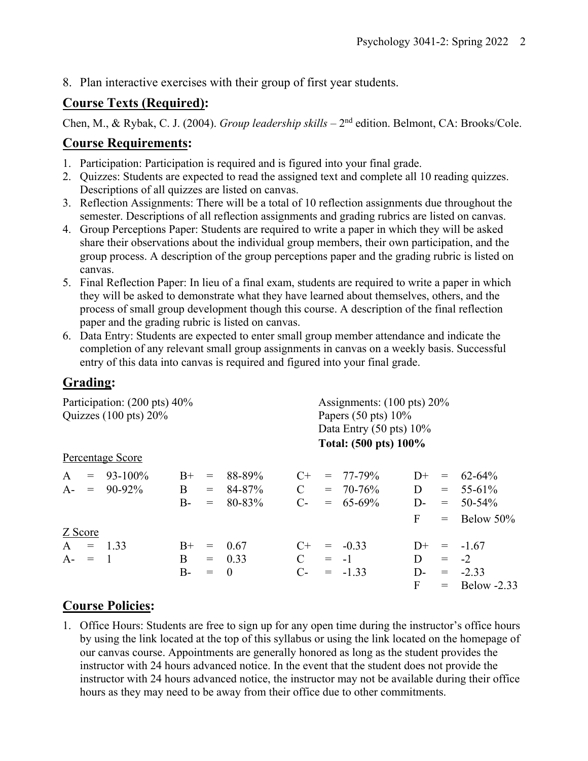8. Plan interactive exercises with their group of first year students.

## Course Texts (Required):

Chen, M., & Rybak, C. J. (2004). *Group leadership skills* – 2nd edition. Belmont, CA: Brooks/Cole.

## Course Requirements:

1. Participation: Participation is required and is figured into your final grade.
2. Quizzes: Students are expected to read the assigned text and complete all 10 reading quizzes. Descriptions of all quizzes are listed on canvas.
3. Reflection Assignments: There will be a total of 10 reflection assignments due throughout the semester. Descriptions of all reflection assignments and grading rubrics are listed on canvas.
4. Group Perceptions Paper: Students are required to write a paper in which they will be asked share their observations about the individual group members, their own participation, and the group process. A description of the group perceptions paper and the grading rubric is listed on canvas.
5. Final Reflection Paper: In lieu of a final exam, students are required to write a paper in which they will be asked to demonstrate what they have learned about themselves, others, and the process of small group development though this course. A description of the final reflection paper and the grading rubric is listed on canvas.
6. Data Entry: Students are expected to enter small group member attendance and indicate the completion of any relevant small group assignments in canvas on a weekly basis. Successful entry of this data into canvas is required and figured into your final grade.

## Grading:

Participation: (200 pts) 40%
Quizzes (100 pts) 20%
Assignments: (100 pts) 20%
Papers (50 pts) 10%
Data Entry (50 pts) 10%
**Total: (500 pts) 100%**

Percentage Score

| | | | | | | | | | | | |
|---|---|---|---|---|---|---|---|---|---|---|---|
| A | = | 93-100% | B+ | = | 88-89% | C+ | = | 77-79% | D+ | = | 62-64% |
| A- | = | 90-92% | B | = | 84-87% | C | = | 70-76% | D | = | 55-61% |
| | | | B- | = | 80-83% | C- | = | 65-69% | D- | = | 50-54% |
| | | | | | | | | | F | = | Below 50% |

Z Score

| | | | | | | | | | | | |
|---|---|---|---|---|---|---|---|---|---|---|---|
| A | = | 1.33 | B+ | = | 0.67 | C+ | = | -0.33 | D+ | = | -1.67 |
| A- | = | 1 | B | = | 0.33 | C | = | -1 | D | = | -2 |
| | | | B- | = | 0 | C- | = | -1.33 | D- | = | -2.33 |
| | | | | | | | | | F | = | Below -2.33 |

## Course Policies:

1. Office Hours: Students are free to sign up for any open time during the instructor's office hours by using the link located at the top of this syllabus or using the link located on the homepage of our canvas course. Appointments are generally honored as long as the student provides the instructor with 24 hours advanced notice. In the event that the student does not provide the instructor with 24 hours advanced notice, the instructor may not be available during their office hours as they may need to be away from their office due to other commitments.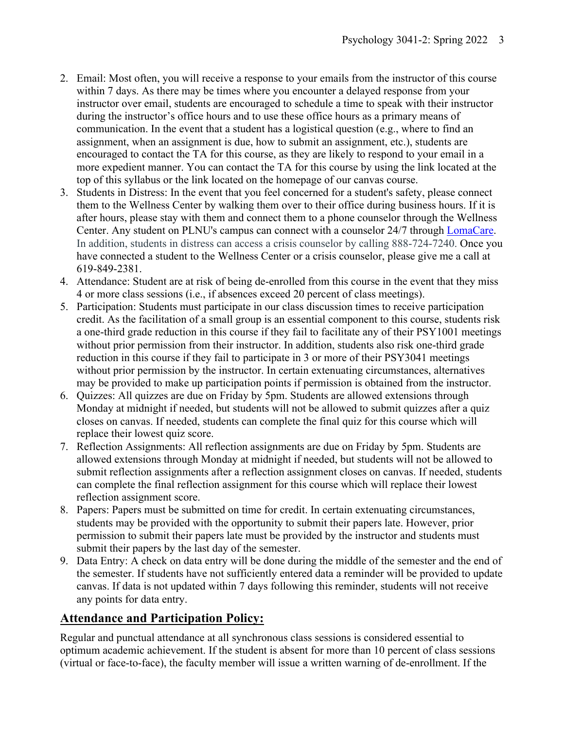2. Email: Most often, you will receive a response to your emails from the instructor of this course within 7 days. As there may be times where you encounter a delayed response from your instructor over email, students are encouraged to schedule a time to speak with their instructor during the instructor's office hours and to use these office hours as a primary means of communication. In the event that a student has a logistical question (e.g., where to find an assignment, when an assignment is due, how to submit an assignment, etc.), students are encouraged to contact the TA for this course, as they are likely to respond to your email in a more expedient manner. You can contact the TA for this course by using the link located at the top of this syllabus or the link located on the homepage of our canvas course.
3. Students in Distress: In the event that you feel concerned for a student's safety, please connect them to the Wellness Center by walking them over to their office during business hours. If it is after hours, please stay with them and connect them to a phone counselor through the Wellness Center. Any student on PLNU's campus can connect with a counselor 24/7 through LomaCare. In addition, students in distress can access a crisis counselor by calling 888-724-7240. Once you have connected a student to the Wellness Center or a crisis counselor, please give me a call at 619-849-2381.
4. Attendance: Student are at risk of being de-enrolled from this course in the event that they miss 4 or more class sessions (i.e., if absences exceed 20 percent of class meetings).
5. Participation: Students must participate in our class discussion times to receive participation credit. As the facilitation of a small group is an essential component to this course, students risk a one-third grade reduction in this course if they fail to facilitate any of their PSY1001 meetings without prior permission from their instructor. In addition, students also risk one-third grade reduction in this course if they fail to participate in 3 or more of their PSY3041 meetings without prior permission by the instructor. In certain extenuating circumstances, alternatives may be provided to make up participation points if permission is obtained from the instructor.
6. Quizzes: All quizzes are due on Friday by 5pm. Students are allowed extensions through Monday at midnight if needed, but students will not be allowed to submit quizzes after a quiz closes on canvas. If needed, students can complete the final quiz for this course which will replace their lowest quiz score.
7. Reflection Assignments: All reflection assignments are due on Friday by 5pm. Students are allowed extensions through Monday at midnight if needed, but students will not be allowed to submit reflection assignments after a reflection assignment closes on canvas. If needed, students can complete the final reflection assignment for this course which will replace their lowest reflection assignment score.
8. Papers: Papers must be submitted on time for credit. In certain extenuating circumstances, students may be provided with the opportunity to submit their papers late. However, prior permission to submit their papers late must be provided by the instructor and students must submit their papers by the last day of the semester.
9. Data Entry: A check on data entry will be done during the middle of the semester and the end of the semester. If students have not sufficiently entered data a reminder will be provided to update canvas. If data is not updated within 7 days following this reminder, students will not receive any points for data entry.

## Attendance and Participation Policy:

Regular and punctual attendance at all synchronous class sessions is considered essential to optimum academic achievement. If the student is absent for more than 10 percent of class sessions (virtual or face-to-face), the faculty member will issue a written warning of de-enrollment. If the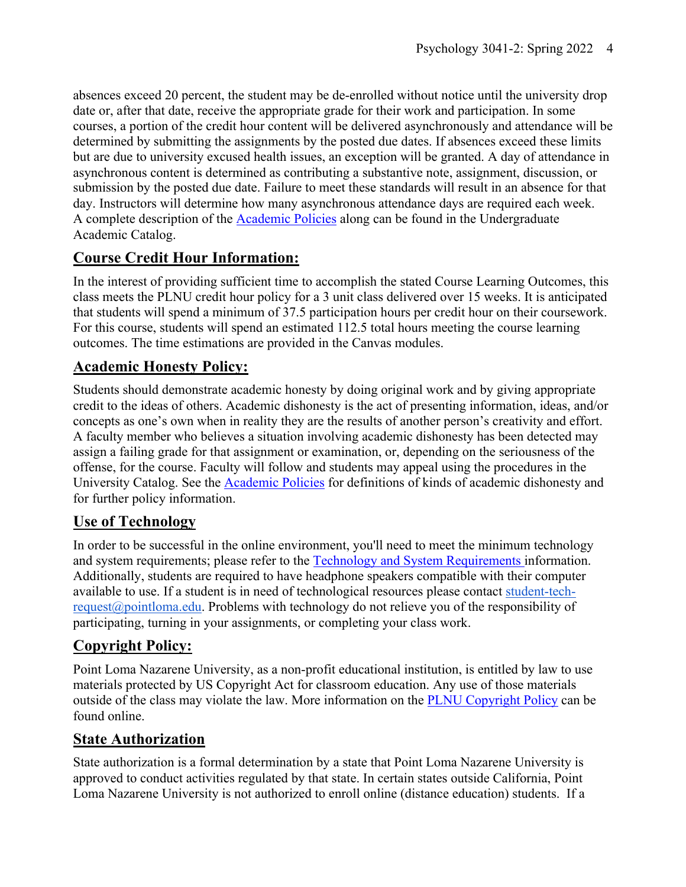absences exceed 20 percent, the student may be de-enrolled without notice until the university drop date or, after that date, receive the appropriate grade for their work and participation. In some courses, a portion of the credit hour content will be delivered asynchronously and attendance will be determined by submitting the assignments by the posted due dates. If absences exceed these limits but are due to university excused health issues, an exception will be granted. A day of attendance in asynchronous content is determined as contributing a substantive note, assignment, discussion, or submission by the posted due date. Failure to meet these standards will result in an absence for that day. Instructors will determine how many asynchronous attendance days are required each week. A complete description of the [Academic Policies](Academic Policies) along can be found in the Undergraduate Academic Catalog.

## Course Credit Hour Information:

In the interest of providing sufficient time to accomplish the stated Course Learning Outcomes, this class meets the PLNU credit hour policy for a 3 unit class delivered over 15 weeks. It is anticipated that students will spend a minimum of 37.5 participation hours per credit hour on their coursework. For this course, students will spend an estimated 112.5 total hours meeting the course learning outcomes. The time estimations are provided in the Canvas modules.

## Academic Honesty Policy:

Students should demonstrate academic honesty by doing original work and by giving appropriate credit to the ideas of others. Academic dishonesty is the act of presenting information, ideas, and/or concepts as one's own when in reality they are the results of another person's creativity and effort. A faculty member who believes a situation involving academic dishonesty has been detected may assign a failing grade for that assignment or examination, or, depending on the seriousness of the offense, for the course. Faculty will follow and students may appeal using the procedures in the University Catalog. See the Academic Policies for definitions of kinds of academic dishonesty and for further policy information.

## Use of Technology

In order to be successful in the online environment, you'll need to meet the minimum technology and system requirements; please refer to the Technology and System Requirements information. Additionally, students are required to have headphone speakers compatible with their computer available to use. If a student is in need of technological resources please contact student-tech-request@pointloma.edu. Problems with technology do not relieve you of the responsibility of participating, turning in your assignments, or completing your class work.

## Copyright Policy:

Point Loma Nazarene University, as a non-profit educational institution, is entitled by law to use materials protected by US Copyright Act for classroom education. Any use of those materials outside of the class may violate the law. More information on the PLNU Copyright Policy can be found online.

## State Authorization

State authorization is a formal determination by a state that Point Loma Nazarene University is approved to conduct activities regulated by that state. In certain states outside California, Point Loma Nazarene University is not authorized to enroll online (distance education) students. If a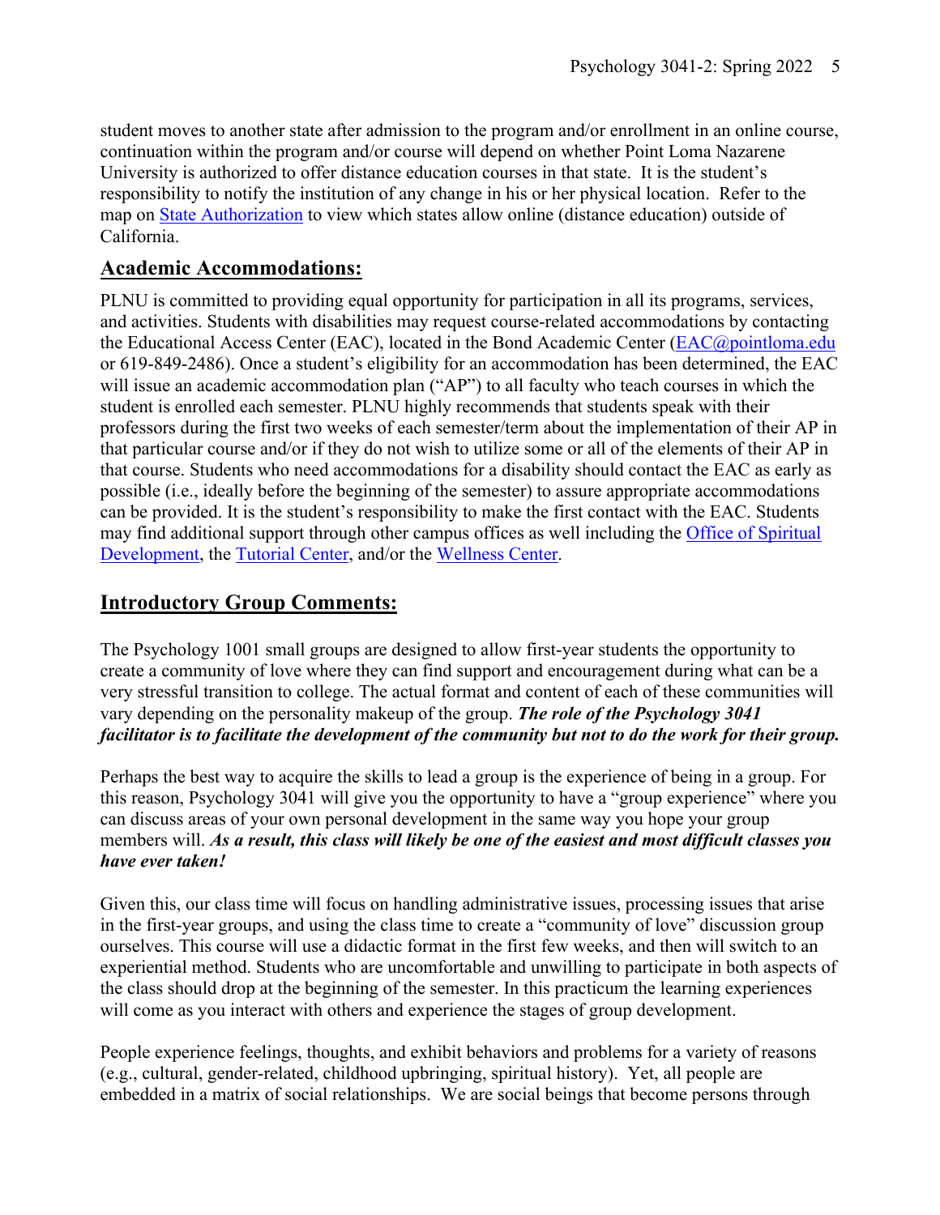student moves to another state after admission to the program and/or enrollment in an online course, continuation within the program and/or course will depend on whether Point Loma Nazarene University is authorized to offer distance education courses in that state. It is the student's responsibility to notify the institution of any change in his or her physical location. Refer to the map on [State Authorization](#) to view which states allow online (distance education) outside of California.

## Academic Accommodations:

PLNU is committed to providing equal opportunity for participation in all its programs, services, and activities. Students with disabilities may request course-related accommodations by contacting the Educational Access Center (EAC), located in the Bond Academic Center ([EAC@pointloma.edu](mailto:EAC@pointloma.edu) or 619-849-2486). Once a student's eligibility for an accommodation has been determined, the EAC will issue an academic accommodation plan ("AP") to all faculty who teach courses in which the student is enrolled each semester. PLNU highly recommends that students speak with their professors during the first two weeks of each semester/term about the implementation of their AP in that particular course and/or if they do not wish to utilize some or all of the elements of their AP in that course. Students who need accommodations for a disability should contact the EAC as early as possible (i.e., ideally before the beginning of the semester) to assure appropriate accommodations can be provided. It is the student's responsibility to make the first contact with the EAC. Students may find additional support through other campus offices as well including the [Office of Spiritual Development](#), the [Tutorial Center](#), and/or the [Wellness Center](#).

## Introductory Group Comments:

The Psychology 1001 small groups are designed to allow first-year students the opportunity to create a community of love where they can find support and encouragement during what can be a very stressful transition to college. The actual format and content of each of these communities will vary depending on the personality makeup of the group. ***The role of the Psychology 3041 facilitator is to facilitate the development of the community but not to do the work for their group.***

Perhaps the best way to acquire the skills to lead a group is the experience of being in a group. For this reason, Psychology 3041 will give you the opportunity to have a "group experience" where you can discuss areas of your own personal development in the same way you hope your group members will. ***As a result, this class will likely be one of the easiest and most difficult classes you have ever taken!***

Given this, our class time will focus on handling administrative issues, processing issues that arise in the first-year groups, and using the class time to create a "community of love" discussion group ourselves. This course will use a didactic format in the first few weeks, and then will switch to an experiential method. Students who are uncomfortable and unwilling to participate in both aspects of the class should drop at the beginning of the semester. In this practicum the learning experiences will come as you interact with others and experience the stages of group development.

People experience feelings, thoughts, and exhibit behaviors and problems for a variety of reasons (e.g., cultural, gender-related, childhood upbringing, spiritual history). Yet, all people are embedded in a matrix of social relationships. We are social beings that become persons through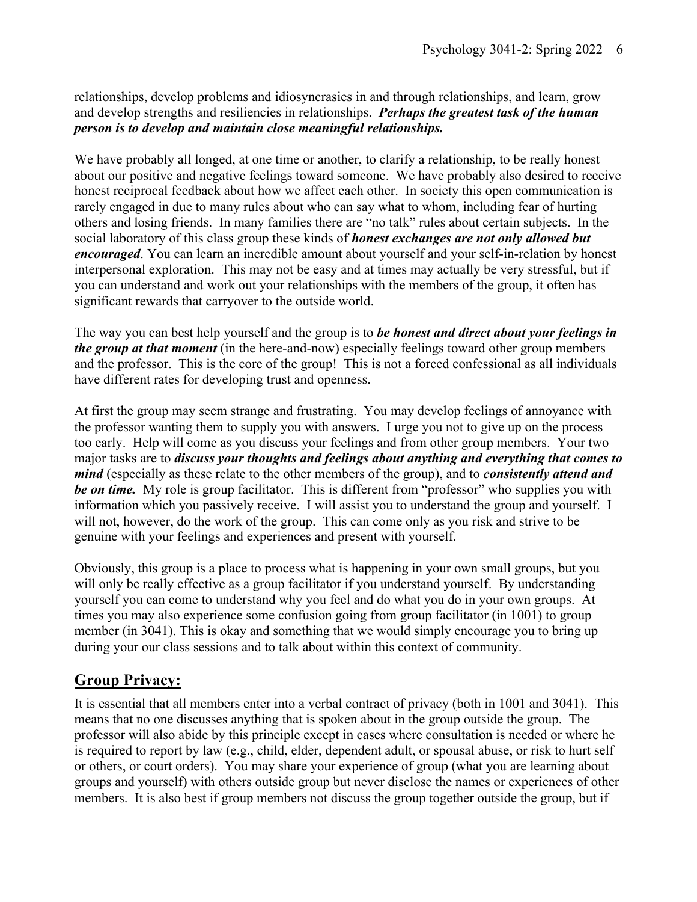relationships, develop problems and idiosyncrasies in and through relationships, and learn, grow and develop strengths and resiliencies in relationships. ***Perhaps the greatest task of the human person is to develop and maintain close meaningful relationships.***

We have probably all longed, at one time or another, to clarify a relationship, to be really honest about our positive and negative feelings toward someone. We have probably also desired to receive honest reciprocal feedback about how we affect each other. In society this open communication is rarely engaged in due to many rules about who can say what to whom, including fear of hurting others and losing friends. In many families there are "no talk" rules about certain subjects. In the social laboratory of this class group these kinds of ***honest exchanges are not only allowed but encouraged***. You can learn an incredible amount about yourself and your self-in-relation by honest interpersonal exploration. This may not be easy and at times may actually be very stressful, but if you can understand and work out your relationships with the members of the group, it often has significant rewards that carryover to the outside world.

The way you can best help yourself and the group is to ***be honest and direct about your feelings in the group at that moment*** (in the here-and-now) especially feelings toward other group members and the professor. This is the core of the group! This is not a forced confessional as all individuals have different rates for developing trust and openness.

At first the group may seem strange and frustrating. You may develop feelings of annoyance with the professor wanting them to supply you with answers. I urge you not to give up on the process too early. Help will come as you discuss your feelings and from other group members. Your two major tasks are to ***discuss your thoughts and feelings about anything and everything that comes to mind*** (especially as these relate to the other members of the group), and to ***consistently attend and be on time.*** My role is group facilitator. This is different from "professor" who supplies you with information which you passively receive. I will assist you to understand the group and yourself. I will not, however, do the work of the group. This can come only as you risk and strive to be genuine with your feelings and experiences and present with yourself.

Obviously, this group is a place to process what is happening in your own small groups, but you will only be really effective as a group facilitator if you understand yourself. By understanding yourself you can come to understand why you feel and do what you do in your own groups. At times you may also experience some confusion going from group facilitator (in 1001) to group member (in 3041). This is okay and something that we would simply encourage you to bring up during your our class sessions and to talk about within this context of community.

## Group Privacy:

It is essential that all members enter into a verbal contract of privacy (both in 1001 and 3041). This means that no one discusses anything that is spoken about in the group outside the group. The professor will also abide by this principle except in cases where consultation is needed or where he is required to report by law (e.g., child, elder, dependent adult, or spousal abuse, or risk to hurt self or others, or court orders). You may share your experience of group (what you are learning about groups and yourself) with others outside group but never disclose the names or experiences of other members. It is also best if group members not discuss the group together outside the group, but if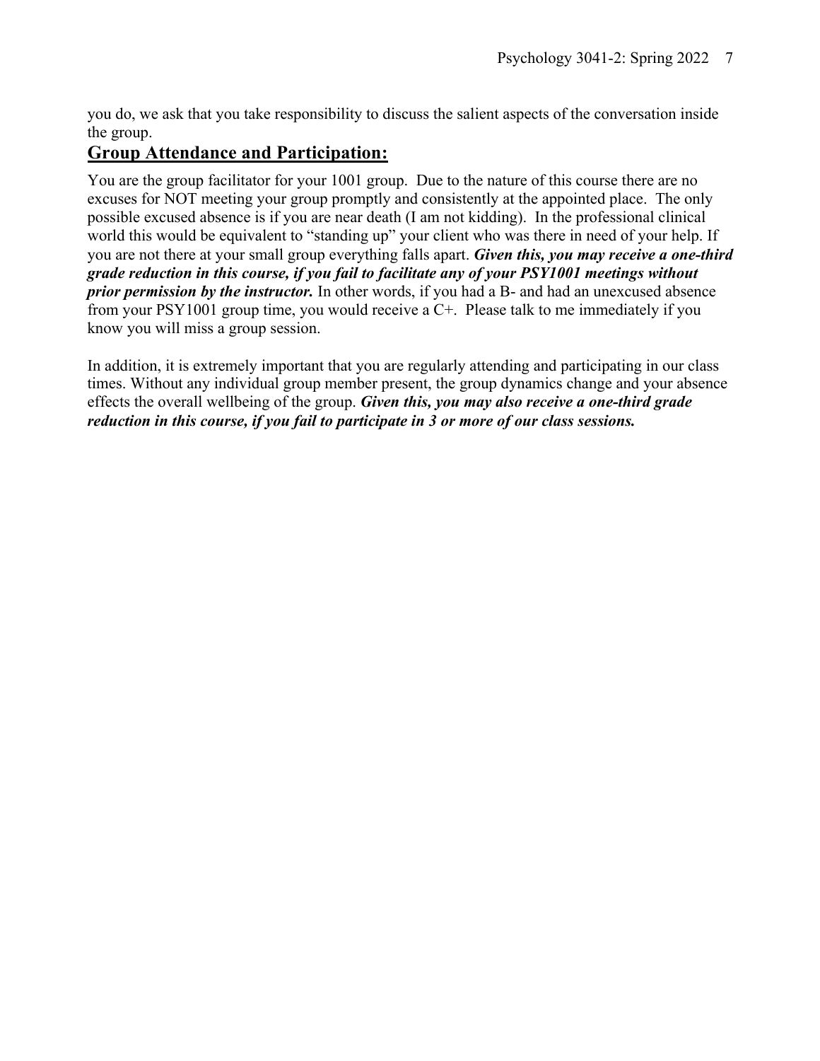you do, we ask that you take responsibility to discuss the salient aspects of the conversation inside the group.

## Group Attendance and Participation:

You are the group facilitator for your 1001 group. Due to the nature of this course there are no excuses for NOT meeting your group promptly and consistently at the appointed place. The only possible excused absence is if you are near death (I am not kidding). In the professional clinical world this would be equivalent to "standing up" your client who was there in need of your help. If you are not there at your small group everything falls apart. ***Given this, you may receive a one-third grade reduction in this course, if you fail to facilitate any of your PSY1001 meetings without prior permission by the instructor.*** In other words, if you had a B- and had an unexcused absence from your PSY1001 group time, you would receive a C+. Please talk to me immediately if you know you will miss a group session.

In addition, it is extremely important that you are regularly attending and participating in our class times. Without any individual group member present, the group dynamics change and your absence effects the overall wellbeing of the group. ***Given this, you may also receive a one-third grade reduction in this course, if you fail to participate in 3 or more of our class sessions.***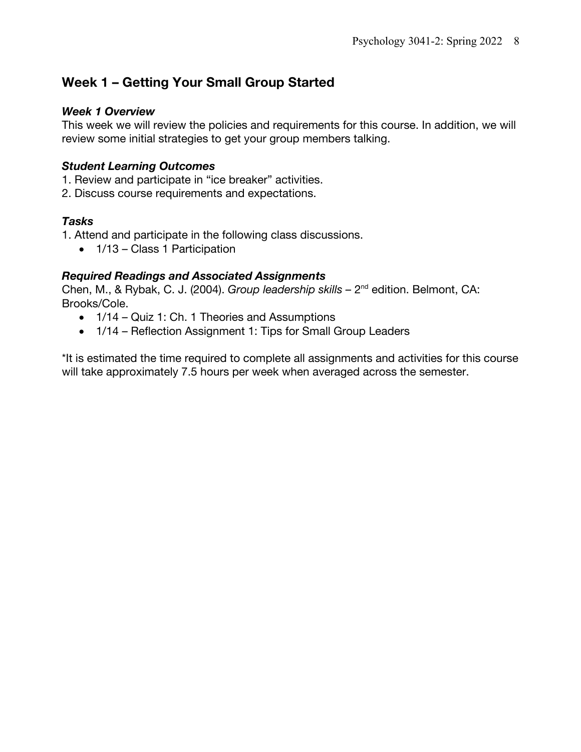## Week 1 – Getting Your Small Group Started

### *Week 1 Overview*

This week we will review the policies and requirements for this course. In addition, we will review some initial strategies to get your group members talking.

### *Student Learning Outcomes*

1. Review and participate in "ice breaker" activities.
2. Discuss course requirements and expectations.

### *Tasks*

1. Attend and participate in the following class discussions.
   - 1/13 – Class 1 Participation

### *Required Readings and Associated Assignments*

Chen, M., & Rybak, C. J. (2004). *Group leadership skills* – 2nd edition. Belmont, CA: Brooks/Cole.

- 1/14 – Quiz 1: Ch. 1 Theories and Assumptions
- 1/14 – Reflection Assignment 1: Tips for Small Group Leaders

*It is estimated the time required to complete all assignments and activities for this course will take approximately 7.5 hours per week when averaged across the semester.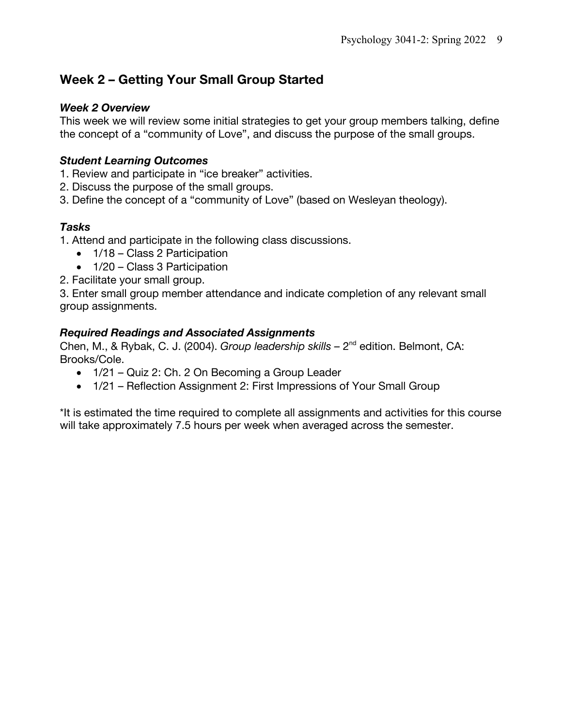## Week 2 – Getting Your Small Group Started

### *Week 2 Overview*

This week we will review some initial strategies to get your group members talking, define the concept of a "community of Love", and discuss the purpose of the small groups.

### *Student Learning Outcomes*

1. Review and participate in "ice breaker" activities.
2. Discuss the purpose of the small groups.
3. Define the concept of a "community of Love" (based on Wesleyan theology).

### *Tasks*

1. Attend and participate in the following class discussions.
   - 1/18 – Class 2 Participation
   - 1/20 – Class 3 Participation
2. Facilitate your small group.
3. Enter small group member attendance and indicate completion of any relevant small group assignments.

### *Required Readings and Associated Assignments*

Chen, M., & Rybak, C. J. (2004). *Group leadership skills* – 2nd edition. Belmont, CA: Brooks/Cole.

- 1/21 – Quiz 2: Ch. 2 On Becoming a Group Leader
- 1/21 – Reflection Assignment 2: First Impressions of Your Small Group

*It is estimated the time required to complete all assignments and activities for this course will take approximately 7.5 hours per week when averaged across the semester.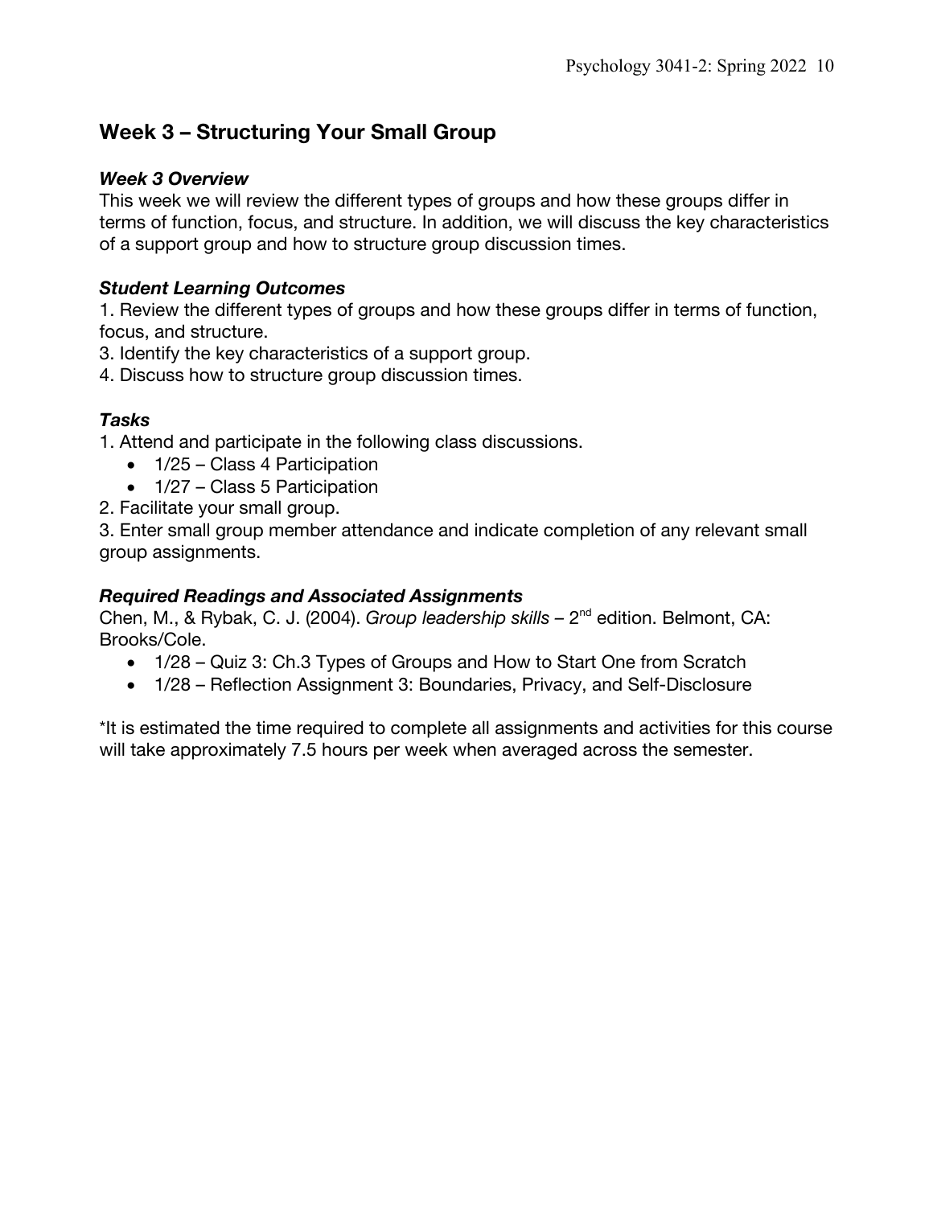## Week 3 – Structuring Your Small Group

### *Week 3 Overview*

This week we will review the different types of groups and how these groups differ in terms of function, focus, and structure. In addition, we will discuss the key characteristics of a support group and how to structure group discussion times.

### *Student Learning Outcomes*

1. Review the different types of groups and how these groups differ in terms of function, focus, and structure.
3. Identify the key characteristics of a support group.
4. Discuss how to structure group discussion times.

### *Tasks*

1. Attend and participate in the following class discussions.
   - 1/25 – Class 4 Participation
   - 1/27 – Class 5 Participation
2. Facilitate your small group.
3. Enter small group member attendance and indicate completion of any relevant small group assignments.

### *Required Readings and Associated Assignments*

Chen, M., & Rybak, C. J. (2004). *Group leadership skills* – 2nd edition. Belmont, CA: Brooks/Cole.

- 1/28 – Quiz 3: Ch.3 Types of Groups and How to Start One from Scratch
- 1/28 – Reflection Assignment 3: Boundaries, Privacy, and Self-Disclosure

*It is estimated the time required to complete all assignments and activities for this course will take approximately 7.5 hours per week when averaged across the semester.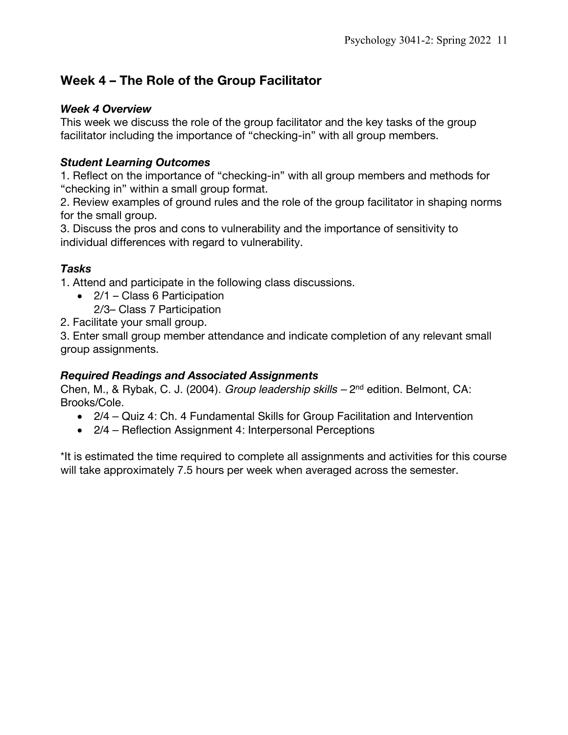## Week 4 – The Role of the Group Facilitator

### *Week 4 Overview*

This week we discuss the role of the group facilitator and the key tasks of the group facilitator including the importance of "checking-in" with all group members.

### *Student Learning Outcomes*

1. Reflect on the importance of "checking-in" with all group members and methods for "checking in" within a small group format.
2. Review examples of ground rules and the role of the group facilitator in shaping norms for the small group.
3. Discuss the pros and cons to vulnerability and the importance of sensitivity to individual differences with regard to vulnerability.

### *Tasks*

1. Attend and participate in the following class discussions.
   - 2/1 – Class 6 Participation
     2/3– Class 7 Participation
2. Facilitate your small group.
3. Enter small group member attendance and indicate completion of any relevant small group assignments.

### *Required Readings and Associated Assignments*

Chen, M., & Rybak, C. J. (2004). *Group leadership skills* – 2nd edition. Belmont, CA: Brooks/Cole.

- 2/4 – Quiz 4: Ch. 4 Fundamental Skills for Group Facilitation and Intervention
- 2/4 – Reflection Assignment 4: Interpersonal Perceptions

*It is estimated the time required to complete all assignments and activities for this course will take approximately 7.5 hours per week when averaged across the semester.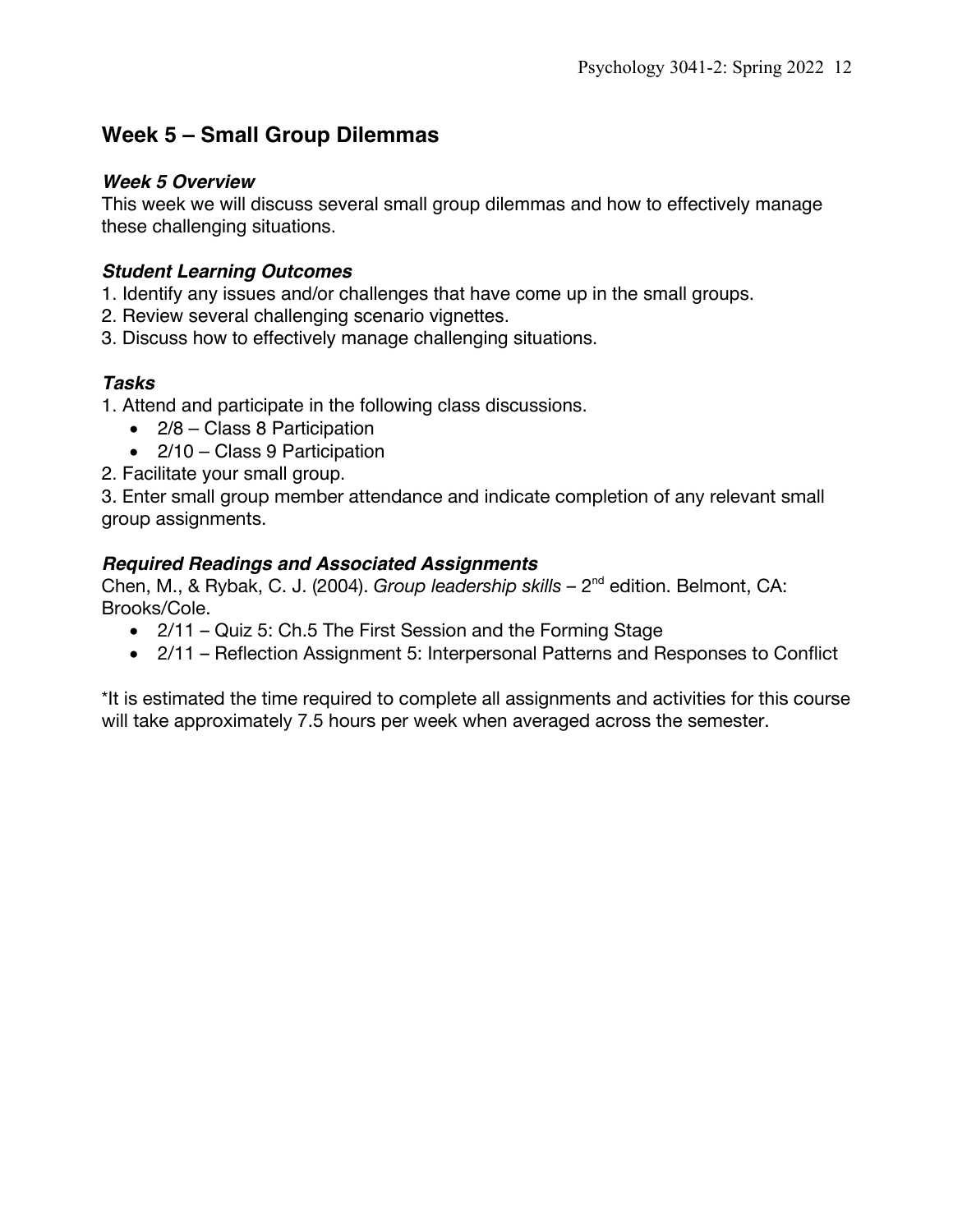## Week 5 – Small Group Dilemmas

### *Week 5 Overview*

This week we will discuss several small group dilemmas and how to effectively manage these challenging situations.

### *Student Learning Outcomes*

1. Identify any issues and/or challenges that have come up in the small groups.
2. Review several challenging scenario vignettes.
3. Discuss how to effectively manage challenging situations.

### *Tasks*

1. Attend and participate in the following class discussions.
    - 2/8 – Class 8 Participation
    - 2/10 – Class 9 Participation
2. Facilitate your small group.
3. Enter small group member attendance and indicate completion of any relevant small group assignments.

### *Required Readings and Associated Assignments*

Chen, M., & Rybak, C. J. (2004). *Group leadership skills* – 2nd edition. Belmont, CA: Brooks/Cole.

- 2/11 – Quiz 5: Ch.5 The First Session and the Forming Stage
- 2/11 – Reflection Assignment 5: Interpersonal Patterns and Responses to Conflict

*It is estimated the time required to complete all assignments and activities for this course will take approximately 7.5 hours per week when averaged across the semester.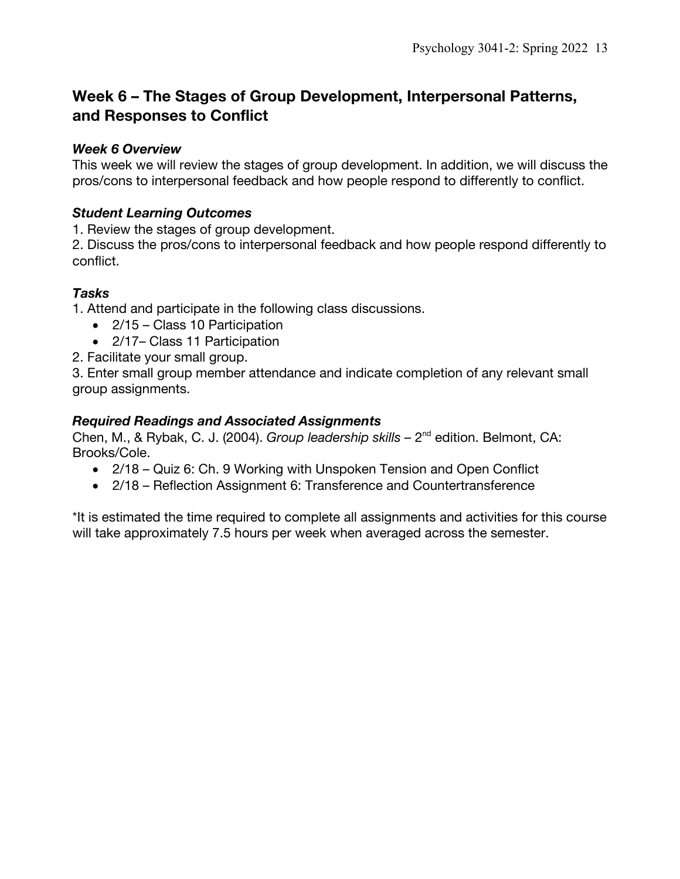## Week 6 – The Stages of Group Development, Interpersonal Patterns, and Responses to Conflict

### *Week 6 Overview*

This week we will review the stages of group development. In addition, we will discuss the pros/cons to interpersonal feedback and how people respond to differently to conflict.

### *Student Learning Outcomes*

1. Review the stages of group development.
2. Discuss the pros/cons to interpersonal feedback and how people respond differently to conflict.

### *Tasks*

1. Attend and participate in the following class discussions.
   - 2/15 – Class 10 Participation
   - 2/17– Class 11 Participation
2. Facilitate your small group.
3. Enter small group member attendance and indicate completion of any relevant small group assignments.

### *Required Readings and Associated Assignments*

Chen, M., & Rybak, C. J. (2004). *Group leadership skills* – 2nd edition. Belmont, CA: Brooks/Cole.

- 2/18 – Quiz 6: Ch. 9 Working with Unspoken Tension and Open Conflict
- 2/18 – Reflection Assignment 6: Transference and Countertransference

*It is estimated the time required to complete all assignments and activities for this course will take approximately 7.5 hours per week when averaged across the semester.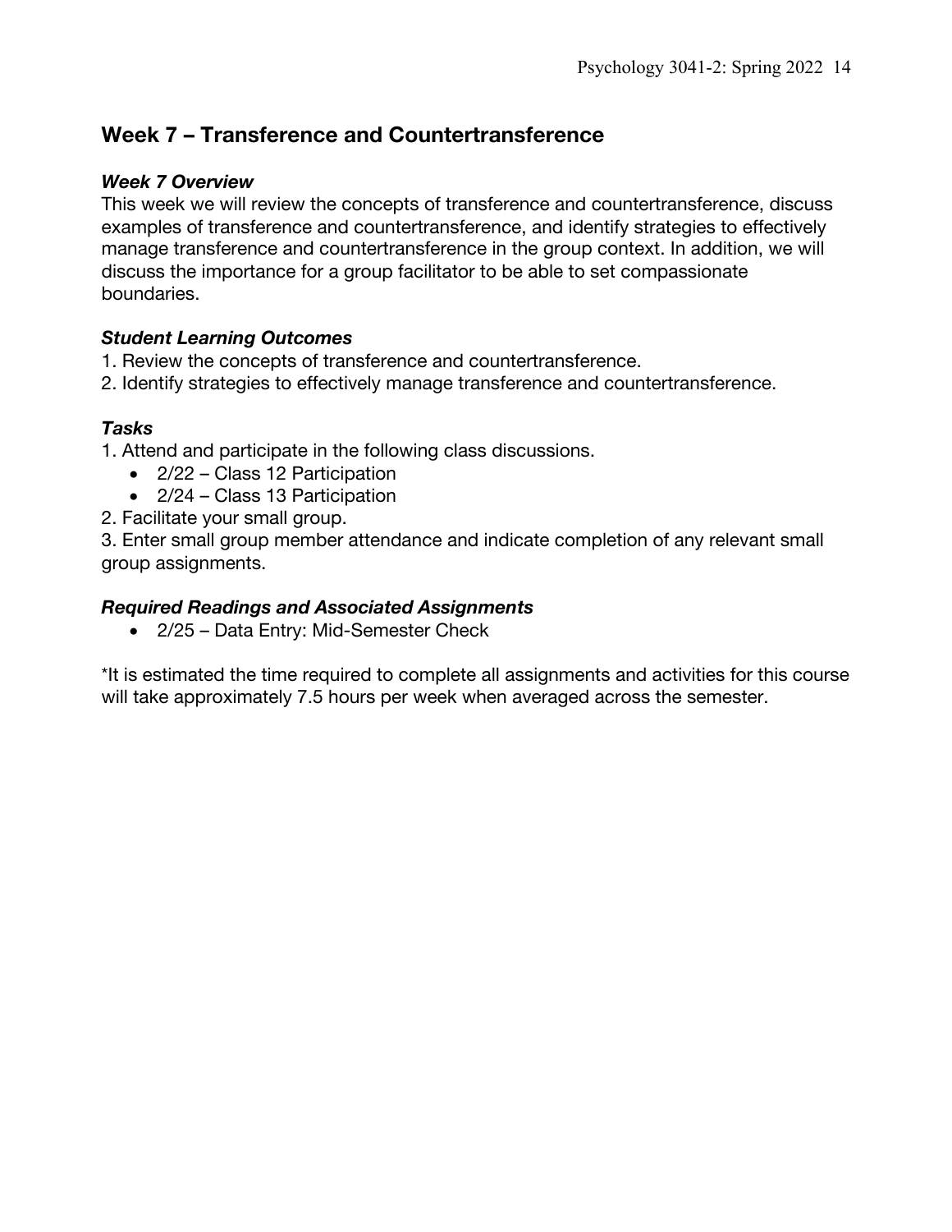## Week 7 – Transference and Countertransference

### *Week 7 Overview*

This week we will review the concepts of transference and countertransference, discuss examples of transference and countertransference, and identify strategies to effectively manage transference and countertransference in the group context. In addition, we will discuss the importance for a group facilitator to be able to set compassionate boundaries.

### *Student Learning Outcomes*

1. Review the concepts of transference and countertransference.
2. Identify strategies to effectively manage transference and countertransference.

### *Tasks*

1. Attend and participate in the following class discussions.
    - 2/22 – Class 12 Participation
    - 2/24 – Class 13 Participation
2. Facilitate your small group.
3. Enter small group member attendance and indicate completion of any relevant small group assignments.

### *Required Readings and Associated Assignments*

- 2/25 – Data Entry: Mid-Semester Check

*It is estimated the time required to complete all assignments and activities for this course will take approximately 7.5 hours per week when averaged across the semester.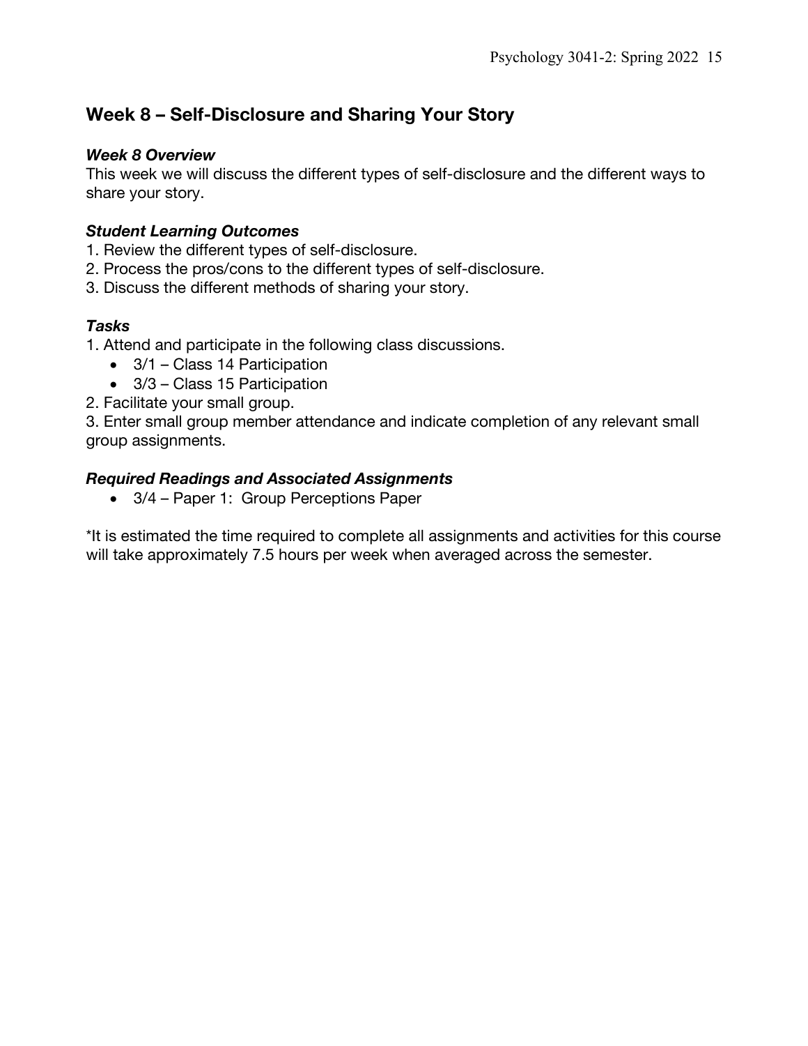## Week 8 – Self-Disclosure and Sharing Your Story

### *Week 8 Overview*

This week we will discuss the different types of self-disclosure and the different ways to share your story.

### *Student Learning Outcomes*

1. Review the different types of self-disclosure.
2. Process the pros/cons to the different types of self-disclosure.
3. Discuss the different methods of sharing your story.

### *Tasks*

1. Attend and participate in the following class discussions.
   - 3/1 – Class 14 Participation
   - 3/3 – Class 15 Participation
2. Facilitate your small group.
3. Enter small group member attendance and indicate completion of any relevant small group assignments.

### *Required Readings and Associated Assignments*

- 3/4 – Paper 1: Group Perceptions Paper

*It is estimated the time required to complete all assignments and activities for this course will take approximately 7.5 hours per week when averaged across the semester.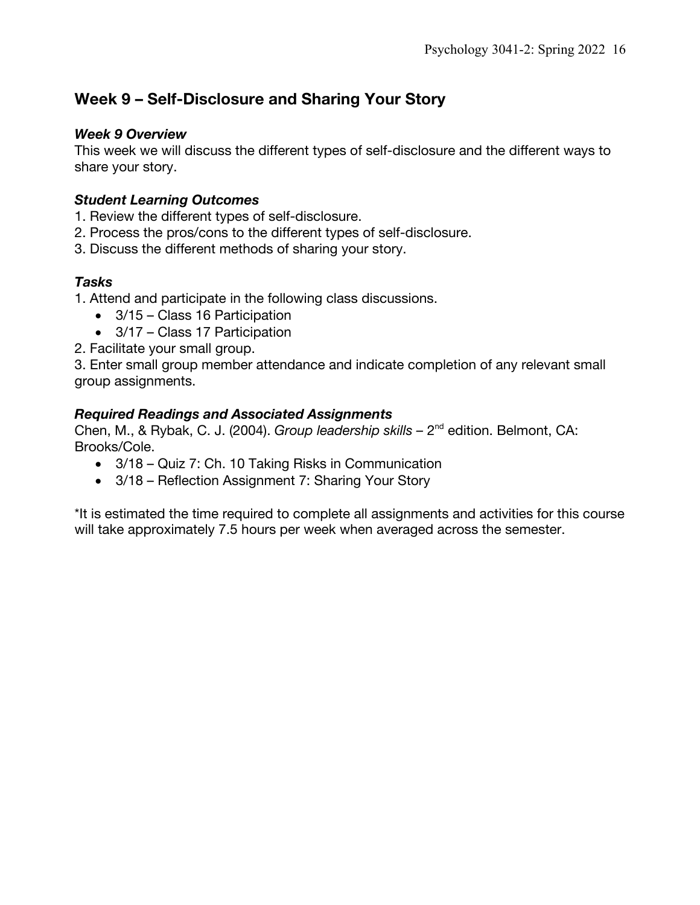## Week 9 – Self-Disclosure and Sharing Your Story

### *Week 9 Overview*

This week we will discuss the different types of self-disclosure and the different ways to share your story.

### *Student Learning Outcomes*

1. Review the different types of self-disclosure.
2. Process the pros/cons to the different types of self-disclosure.
3. Discuss the different methods of sharing your story.

### *Tasks*

1. Attend and participate in the following class discussions.
    - 3/15 – Class 16 Participation
    - 3/17 – Class 17 Participation
2. Facilitate your small group.
3. Enter small group member attendance and indicate completion of any relevant small group assignments.

### *Required Readings and Associated Assignments*

Chen, M., & Rybak, C. J. (2004). *Group leadership skills* – 2nd edition. Belmont, CA: Brooks/Cole.

- 3/18 – Quiz 7: Ch. 10 Taking Risks in Communication
- 3/18 – Reflection Assignment 7: Sharing Your Story

*It is estimated the time required to complete all assignments and activities for this course will take approximately 7.5 hours per week when averaged across the semester.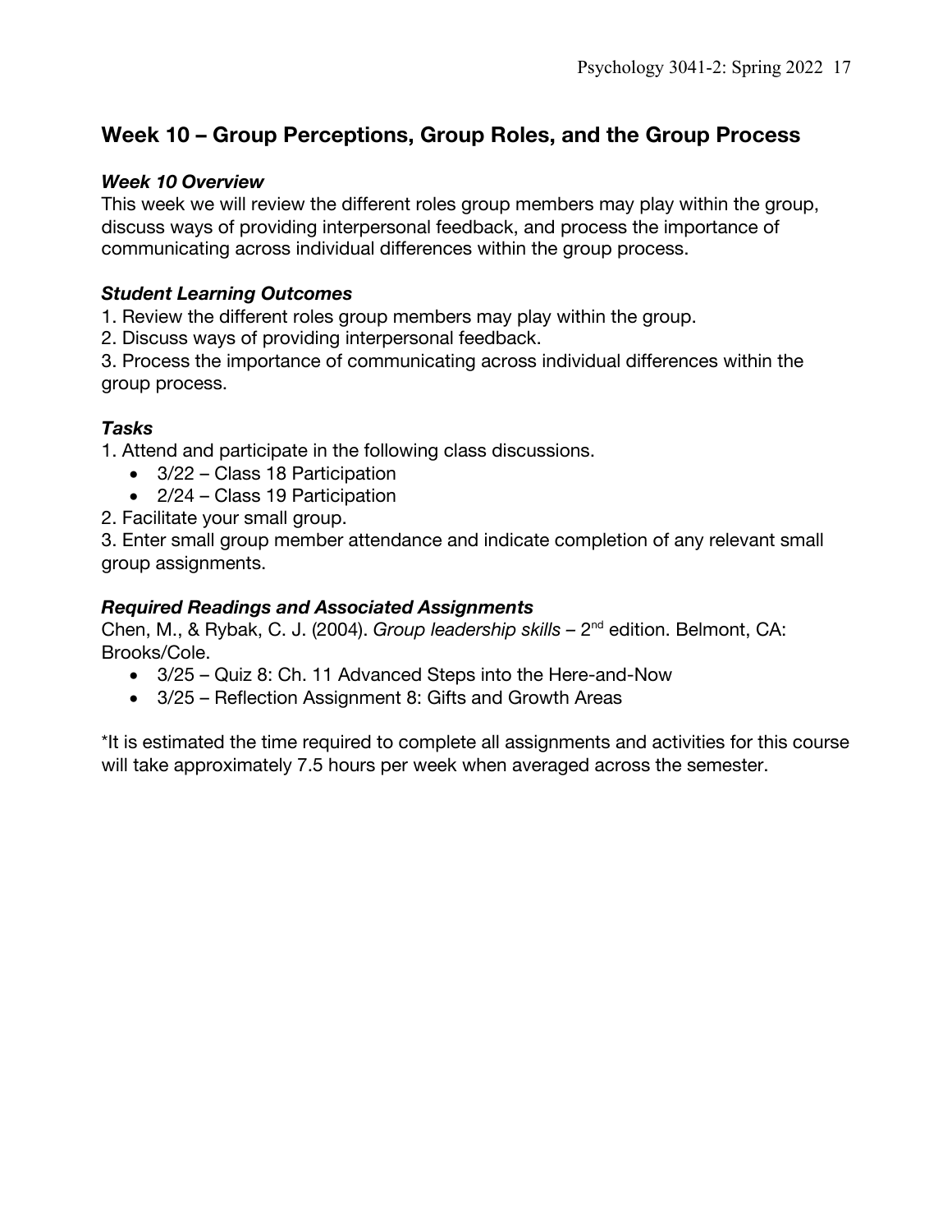## Week 10 – Group Perceptions, Group Roles, and the Group Process

### *Week 10 Overview*

This week we will review the different roles group members may play within the group, discuss ways of providing interpersonal feedback, and process the importance of communicating across individual differences within the group process.

### *Student Learning Outcomes*

1. Review the different roles group members may play within the group.
2. Discuss ways of providing interpersonal feedback.
3. Process the importance of communicating across individual differences within the group process.

### *Tasks*

1. Attend and participate in the following class discussions.
   - 3/22 – Class 18 Participation
   - 2/24 – Class 19 Participation
2. Facilitate your small group.
3. Enter small group member attendance and indicate completion of any relevant small group assignments.

### *Required Readings and Associated Assignments*

Chen, M., & Rybak, C. J. (2004). *Group leadership skills* – 2nd edition. Belmont, CA: Brooks/Cole.

- 3/25 – Quiz 8: Ch. 11 Advanced Steps into the Here-and-Now
- 3/25 – Reflection Assignment 8: Gifts and Growth Areas

*It is estimated the time required to complete all assignments and activities for this course will take approximately 7.5 hours per week when averaged across the semester.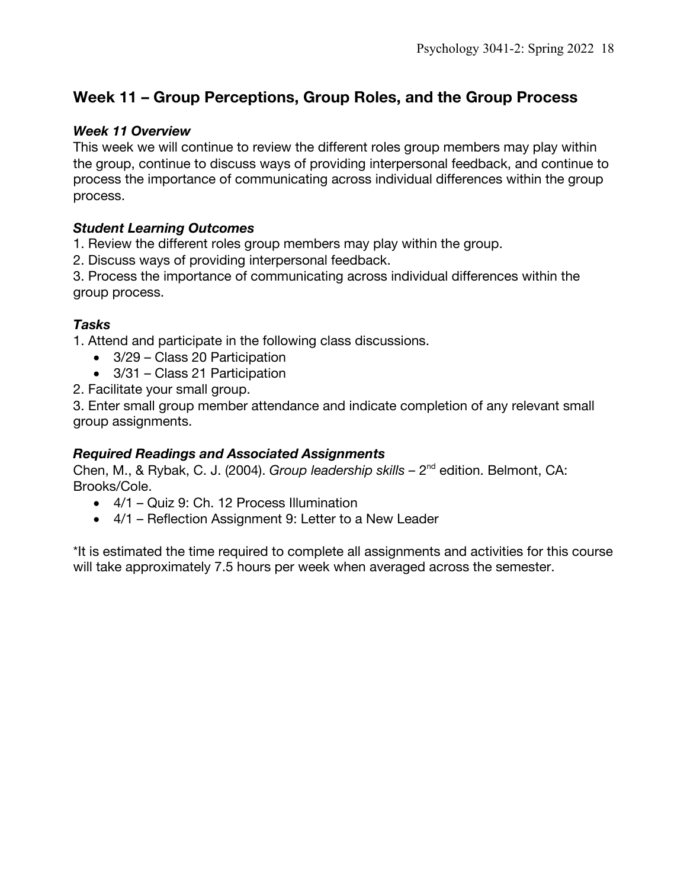## Week 11 – Group Perceptions, Group Roles, and the Group Process

### *Week 11 Overview*

This week we will continue to review the different roles group members may play within the group, continue to discuss ways of providing interpersonal feedback, and continue to process the importance of communicating across individual differences within the group process.

### *Student Learning Outcomes*

1. Review the different roles group members may play within the group.
2. Discuss ways of providing interpersonal feedback.
3. Process the importance of communicating across individual differences within the group process.

### *Tasks*

1. Attend and participate in the following class discussions.
   - 3/29 – Class 20 Participation
   - 3/31 – Class 21 Participation
2. Facilitate your small group.
3. Enter small group member attendance and indicate completion of any relevant small group assignments.

### *Required Readings and Associated Assignments*

Chen, M., & Rybak, C. J. (2004). *Group leadership skills* – 2nd edition. Belmont, CA: Brooks/Cole.

- 4/1 – Quiz 9: Ch. 12 Process Illumination
- 4/1 – Reflection Assignment 9: Letter to a New Leader

*It is estimated the time required to complete all assignments and activities for this course will take approximately 7.5 hours per week when averaged across the semester.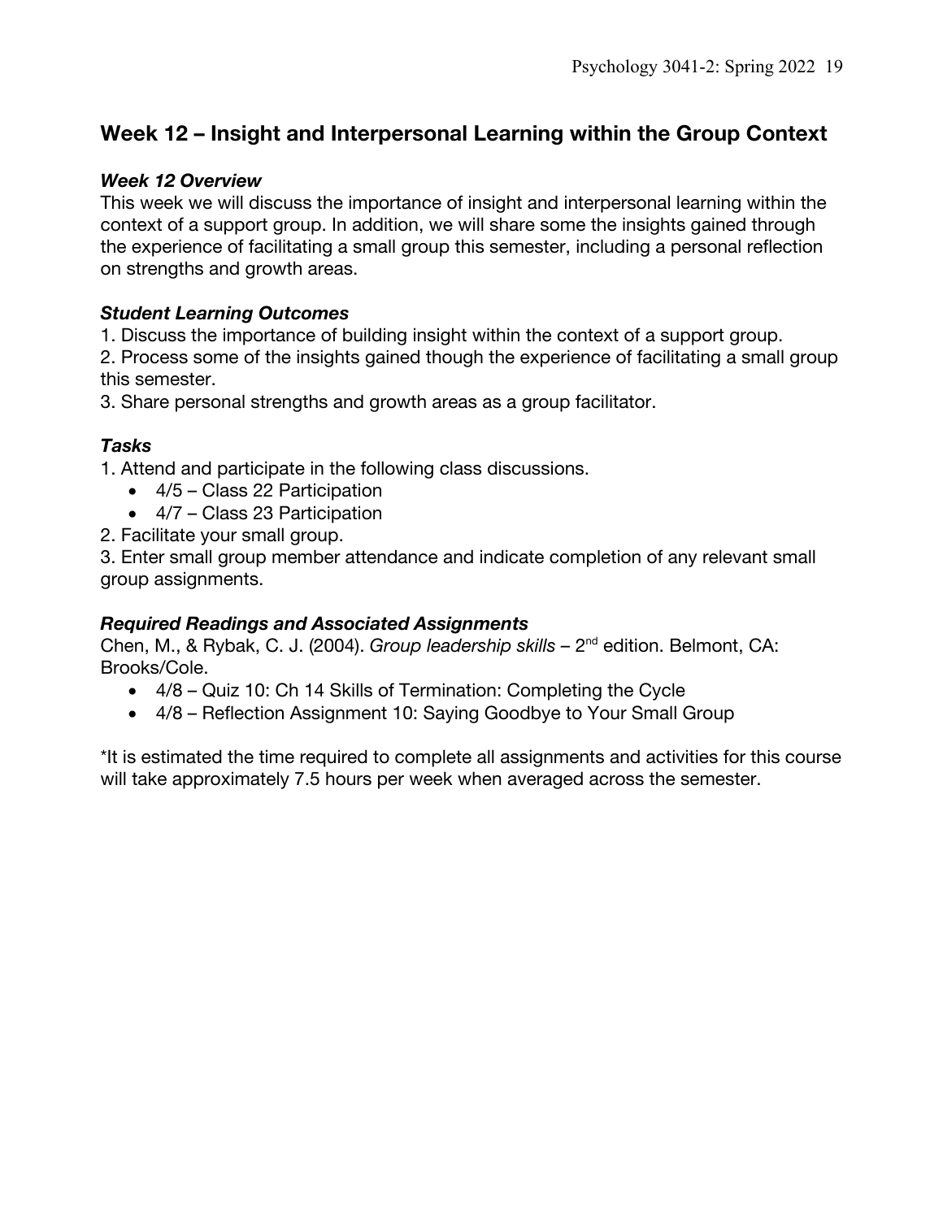## Week 12 – Insight and Interpersonal Learning within the Group Context

### *Week 12 Overview*

This week we will discuss the importance of insight and interpersonal learning within the context of a support group. In addition, we will share some the insights gained through the experience of facilitating a small group this semester, including a personal reflection on strengths and growth areas.

### *Student Learning Outcomes*

1. Discuss the importance of building insight within the context of a support group.
2. Process some of the insights gained though the experience of facilitating a small group this semester.
3. Share personal strengths and growth areas as a group facilitator.

### *Tasks*

1. Attend and participate in the following class discussions.
   - 4/5 – Class 22 Participation
   - 4/7 – Class 23 Participation
2. Facilitate your small group.
3. Enter small group member attendance and indicate completion of any relevant small group assignments.

### *Required Readings and Associated Assignments*

Chen, M., & Rybak, C. J. (2004). *Group leadership skills* – 2nd edition. Belmont, CA: Brooks/Cole.

- 4/8 – Quiz 10: Ch 14 Skills of Termination: Completing the Cycle
- 4/8 – Reflection Assignment 10: Saying Goodbye to Your Small Group

*It is estimated the time required to complete all assignments and activities for this course will take approximately 7.5 hours per week when averaged across the semester.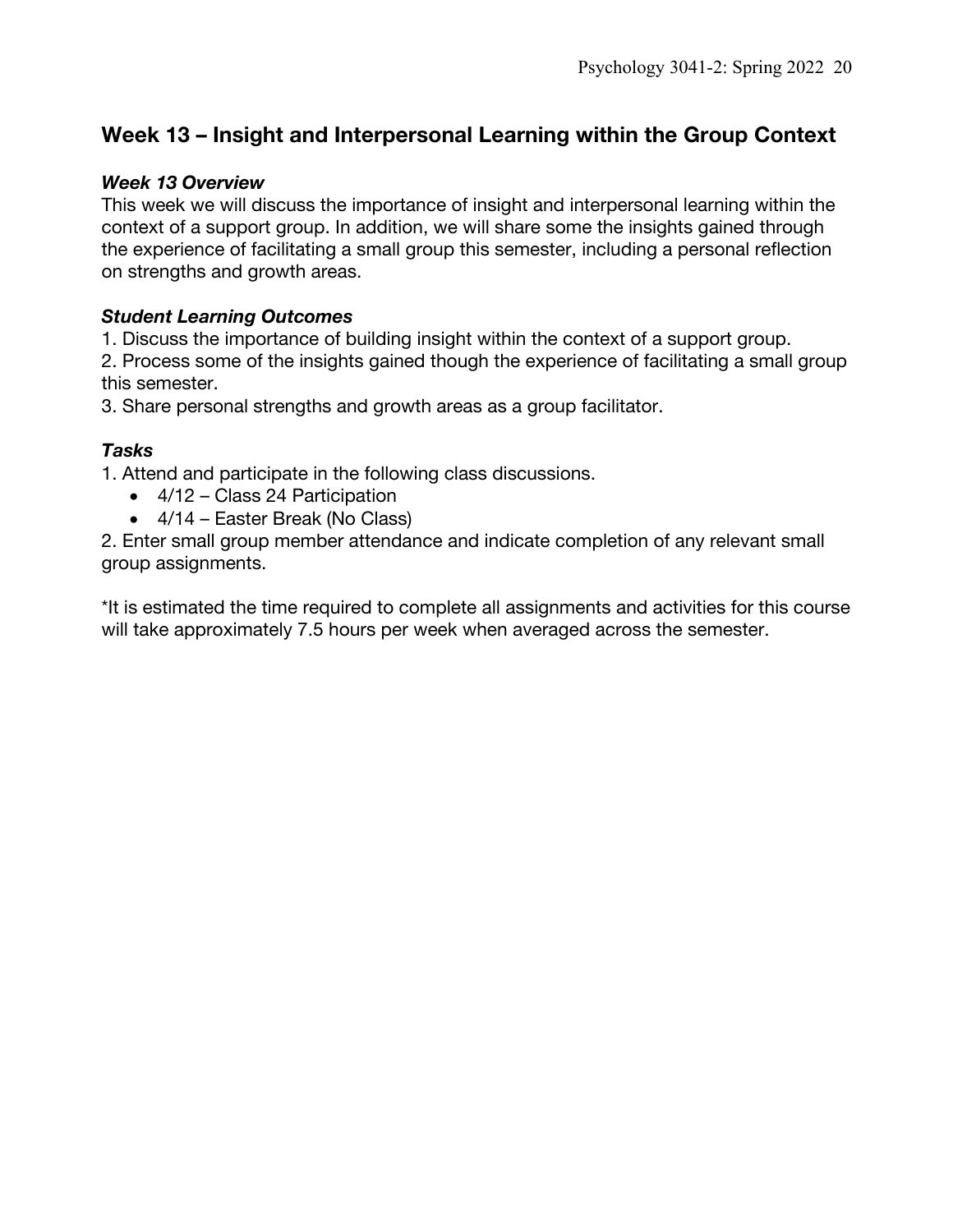## Week 13 – Insight and Interpersonal Learning within the Group Context

### *Week 13 Overview*

This week we will discuss the importance of insight and interpersonal learning within the context of a support group. In addition, we will share some the insights gained through the experience of facilitating a small group this semester, including a personal reflection on strengths and growth areas.

### *Student Learning Outcomes*

1. Discuss the importance of building insight within the context of a support group.
2. Process some of the insights gained though the experience of facilitating a small group this semester.
3. Share personal strengths and growth areas as a group facilitator.

### *Tasks*

1. Attend and participate in the following class discussions.
    - 4/12 – Class 24 Participation
    - 4/14 – Easter Break (No Class)
2. Enter small group member attendance and indicate completion of any relevant small group assignments.

*It is estimated the time required to complete all assignments and activities for this course will take approximately 7.5 hours per week when averaged across the semester.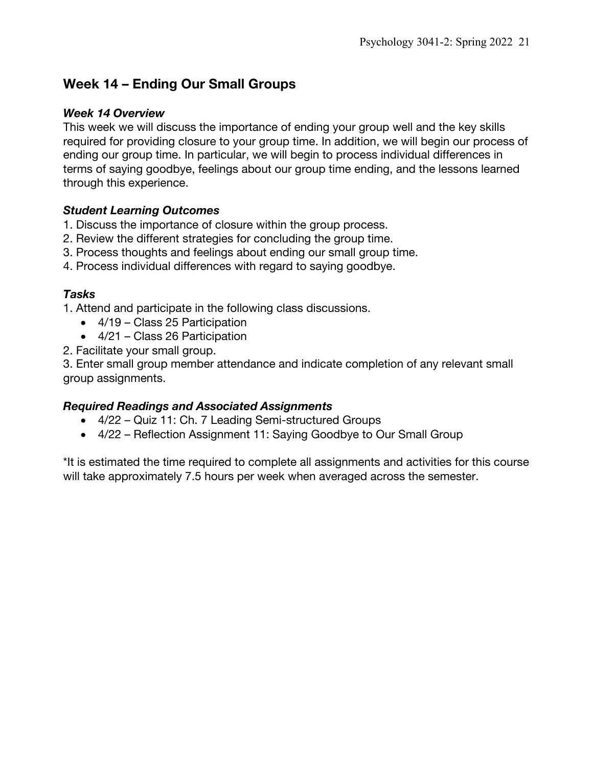## Week 14 – Ending Our Small Groups

### *Week 14 Overview*

This week we will discuss the importance of ending your group well and the key skills required for providing closure to your group time. In addition, we will begin our process of ending our group time. In particular, we will begin to process individual differences in terms of saying goodbye, feelings about our group time ending, and the lessons learned through this experience.

### *Student Learning Outcomes*

1. Discuss the importance of closure within the group process.
2. Review the different strategies for concluding the group time.
3. Process thoughts and feelings about ending our small group time.
4. Process individual differences with regard to saying goodbye.

### *Tasks*

1. Attend and participate in the following class discussions.
   - 4/19 – Class 25 Participation
   - 4/21 – Class 26 Participation
2. Facilitate your small group.
3. Enter small group member attendance and indicate completion of any relevant small group assignments.

### *Required Readings and Associated Assignments*

- 4/22 – Quiz 11: Ch. 7 Leading Semi-structured Groups
- 4/22 – Reflection Assignment 11: Saying Goodbye to Our Small Group

*It is estimated the time required to complete all assignments and activities for this course will take approximately 7.5 hours per week when averaged across the semester.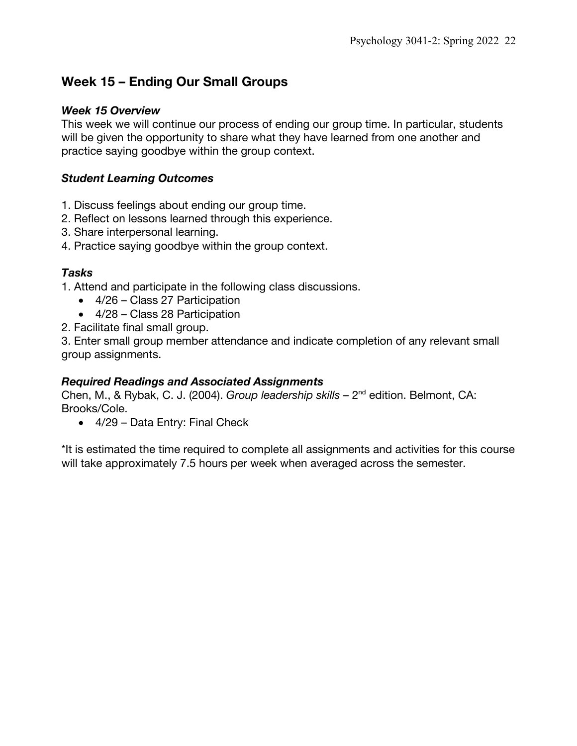## Week 15 – Ending Our Small Groups

### *Week 15 Overview*

This week we will continue our process of ending our group time. In particular, students will be given the opportunity to share what they have learned from one another and practice saying goodbye within the group context.

### *Student Learning Outcomes*

1. Discuss feelings about ending our group time.
2. Reflect on lessons learned through this experience.
3. Share interpersonal learning.
4. Practice saying goodbye within the group context.

### *Tasks*

1. Attend and participate in the following class discussions.
   - 4/26 – Class 27 Participation
   - 4/28 – Class 28 Participation
2. Facilitate final small group.
3. Enter small group member attendance and indicate completion of any relevant small group assignments.

### *Required Readings and Associated Assignments*

Chen, M., & Rybak, C. J. (2004). *Group leadership skills* – 2nd edition. Belmont, CA: Brooks/Cole.

- 4/29 – Data Entry: Final Check

*It is estimated the time required to complete all assignments and activities for this course will take approximately 7.5 hours per week when averaged across the semester.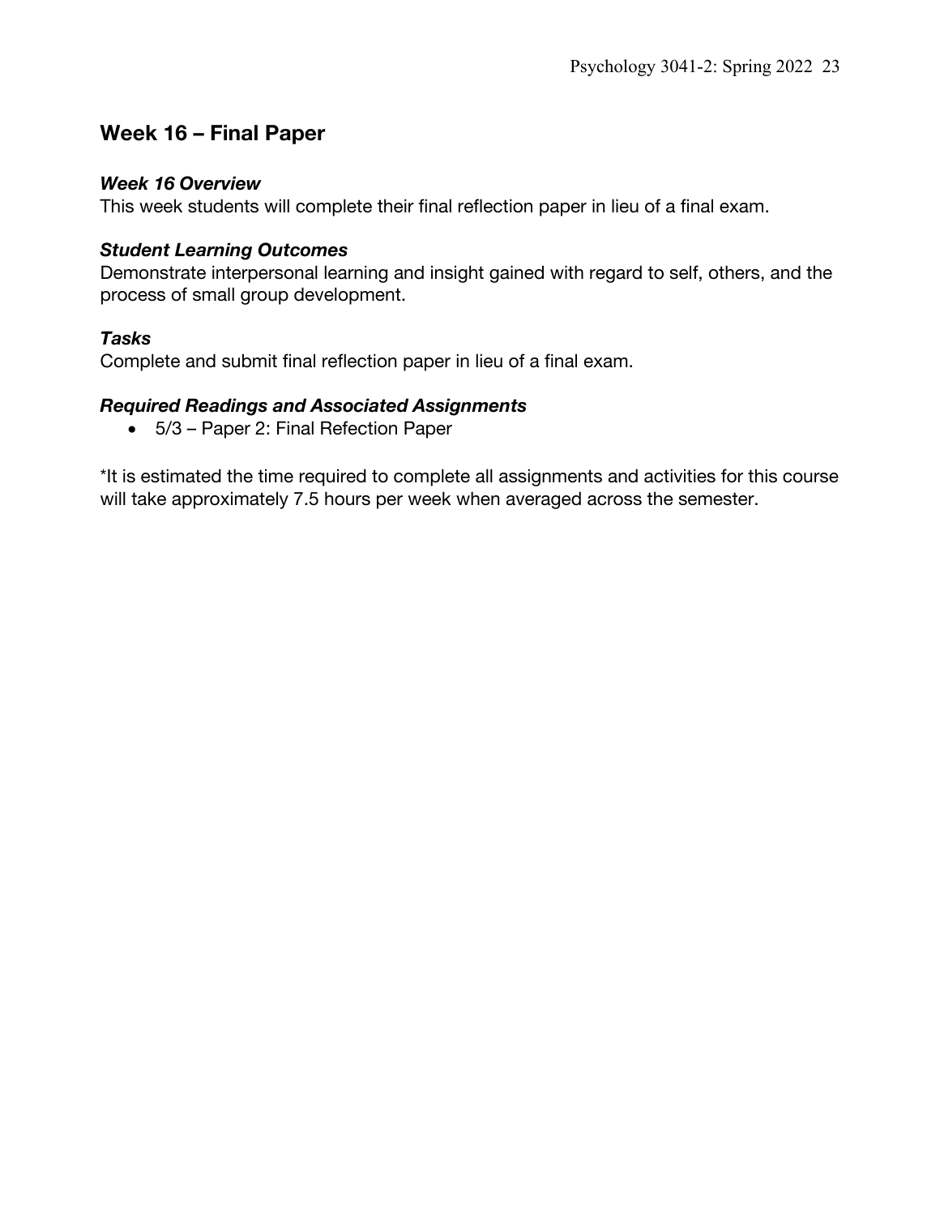## Week 16 – Final Paper

### *Week 16 Overview*

This week students will complete their final reflection paper in lieu of a final exam.

### *Student Learning Outcomes*

Demonstrate interpersonal learning and insight gained with regard to self, others, and the process of small group development.

### *Tasks*

Complete and submit final reflection paper in lieu of a final exam.

### *Required Readings and Associated Assignments*

- 5/3 – Paper 2: Final Refection Paper

*It is estimated the time required to complete all assignments and activities for this course will take approximately 7.5 hours per week when averaged across the semester.